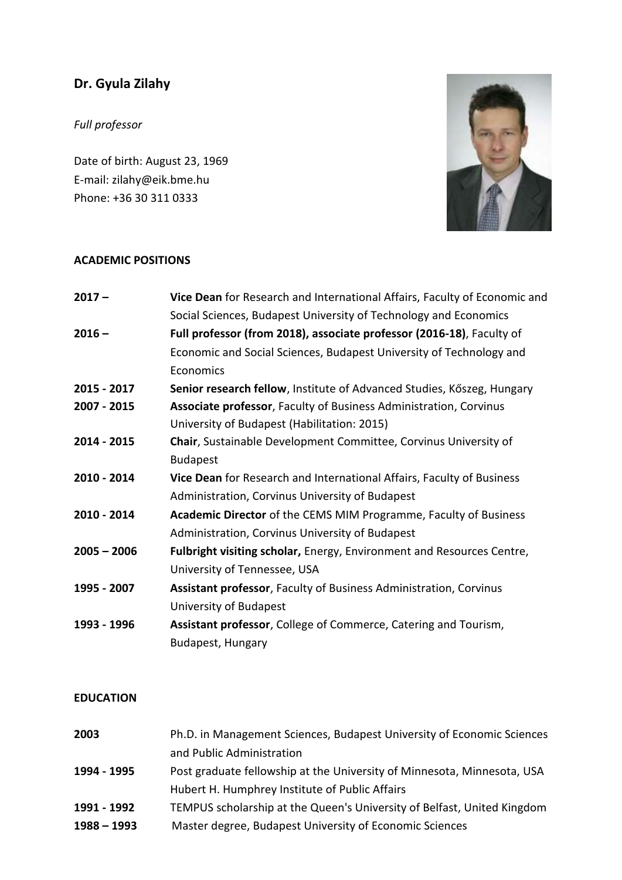# Dr. Gyula Zilahy

*Full professor*

Date of birth: August 23, 1969
E-mail: zilahy@eik.bme.hu
Phone: +36 30 311 0333

## ACADEMIC POSITIONS

| | |
|---|---|
| **2017 –** | **Vice Dean** for Research and International Affairs, Faculty of Economic and Social Sciences, Budapest University of Technology and Economics |
| **2016 –** | **Full professor (from 2018), associate professor (2016-18)**, Faculty of Economic and Social Sciences, Budapest University of Technology and Economics |
| **2015 - 2017** | **Senior research fellow**, Institute of Advanced Studies, Kőszeg, Hungary |
| **2007 - 2015** | **Associate professor**, Faculty of Business Administration, Corvinus University of Budapest (Habilitation: 2015) |
| **2014 - 2015** | **Chair**, Sustainable Development Committee, Corvinus University of Budapest |
| **2010 - 2014** | **Vice Dean** for Research and International Affairs, Faculty of Business Administration, Corvinus University of Budapest |
| **2010 - 2014** | **Academic Director** of the CEMS MIM Programme, Faculty of Business Administration, Corvinus University of Budapest |
| **2005 – 2006** | **Fulbright visiting scholar,** Energy, Environment and Resources Centre, University of Tennessee, USA |
| **1995 - 2007** | **Assistant professor**, Faculty of Business Administration, Corvinus University of Budapest |
| **1993 - 1996** | **Assistant professor**, College of Commerce, Catering and Tourism, Budapest, Hungary |

## EDUCATION

| | |
|---|---|
| **2003** | Ph.D. in Management Sciences, Budapest University of Economic Sciences and Public Administration |
| **1994 - 1995** | Post graduate fellowship at the University of Minnesota, Minnesota, USA Hubert H. Humphrey Institute of Public Affairs |
| **1991 - 1992** | TEMPUS scholarship at the Queen's University of Belfast, United Kingdom |
| **1988 – 1993** | Master degree, Budapest University of Economic Sciences |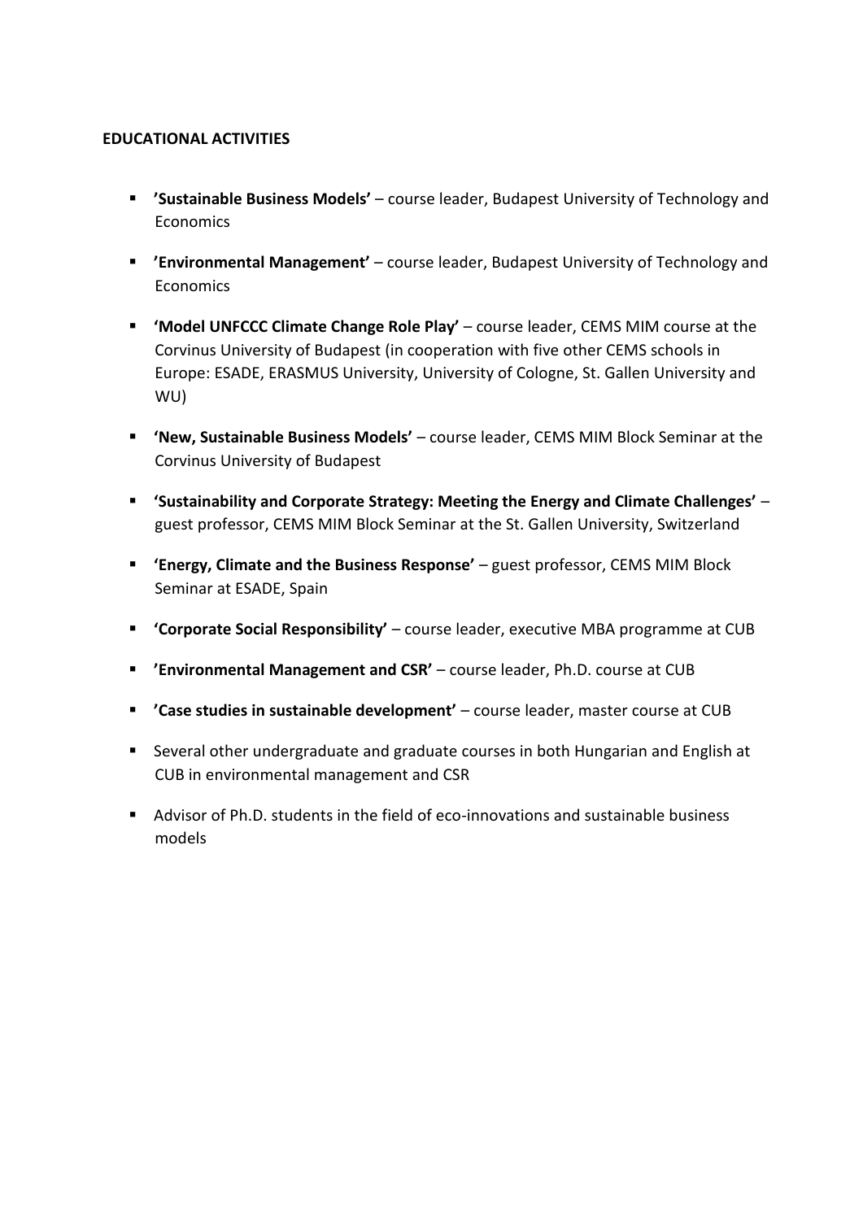**EDUCATIONAL ACTIVITIES**

- **’Sustainable Business Models’** – course leader, Budapest University of Technology and Economics
- **’Environmental Management’** – course leader, Budapest University of Technology and Economics
- **‘Model UNFCCC Climate Change Role Play’** – course leader, CEMS MIM course at the Corvinus University of Budapest (in cooperation with five other CEMS schools in Europe: ESADE, ERASMUS University, University of Cologne, St. Gallen University and WU)
- **‘New, Sustainable Business Models’** – course leader, CEMS MIM Block Seminar at the Corvinus University of Budapest
- **‘Sustainability and Corporate Strategy: Meeting the Energy and Climate Challenges’** – guest professor, CEMS MIM Block Seminar at the St. Gallen University, Switzerland
- **‘Energy, Climate and the Business Response’** – guest professor, CEMS MIM Block Seminar at ESADE, Spain
- **‘Corporate Social Responsibility’** – course leader, executive MBA programme at CUB
- **’Environmental Management and CSR’** – course leader, Ph.D. course at CUB
- **’Case studies in sustainable development’** – course leader, master course at CUB
- Several other undergraduate and graduate courses in both Hungarian and English at CUB in environmental management and CSR
- Advisor of Ph.D. students in the field of eco-innovations and sustainable business models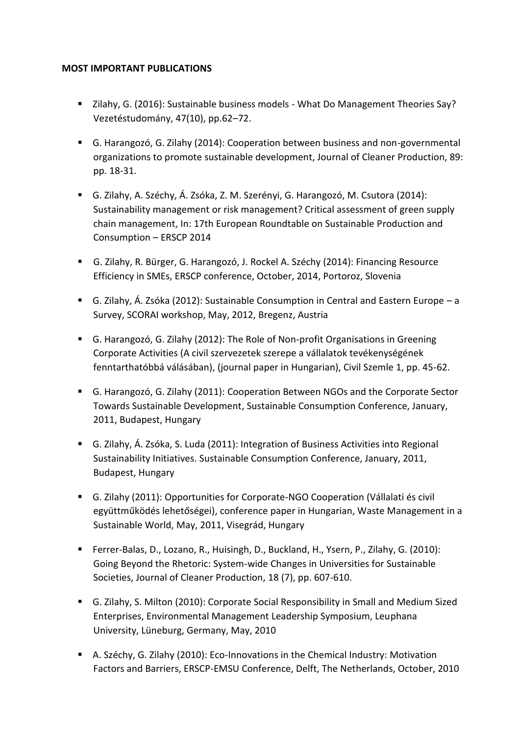**MOST IMPORTANT PUBLICATIONS**

- Zilahy, G. (2016): Sustainable business models - What Do Management Theories Say? Vezetéstudomány, 47(10), pp.62–72.
- G. Harangozó, G. Zilahy (2014): Cooperation between business and non-governmental organizations to promote sustainable development, Journal of Cleaner Production, 89: pp. 18-31.
- G. Zilahy, A. Széchy, Á. Zsóka, Z. M. Szerényi, G. Harangozó, M. Csutora (2014): Sustainability management or risk management? Critical assessment of green supply chain management, In: 17th European Roundtable on Sustainable Production and Consumption – ERSCP 2014
- G. Zilahy, R. Bürger, G. Harangozó, J. Rockel A. Széchy (2014): Financing Resource Efficiency in SMEs, ERSCP conference, October, 2014, Portoroz, Slovenia
- G. Zilahy, Á. Zsóka (2012): Sustainable Consumption in Central and Eastern Europe – a Survey, SCORAI workshop, May, 2012, Bregenz, Austria
- G. Harangozó, G. Zilahy (2012): The Role of Non-profit Organisations in Greening Corporate Activities (A civil szervezetek szerepe a vállalatok tevékenységének fenntarthatóbbá válásában), (journal paper in Hungarian), Civil Szemle 1, pp. 45-62.
- G. Harangozó, G. Zilahy (2011): Cooperation Between NGOs and the Corporate Sector Towards Sustainable Development, Sustainable Consumption Conference, January, 2011, Budapest, Hungary
- G. Zilahy, Á. Zsóka, S. Luda (2011): Integration of Business Activities into Regional Sustainability Initiatives. Sustainable Consumption Conference, January, 2011, Budapest, Hungary
- G. Zilahy (2011): Opportunities for Corporate-NGO Cooperation (Vállalati és civil együttműködés lehetőségei), conference paper in Hungarian, Waste Management in a Sustainable World, May, 2011, Visegrád, Hungary
- Ferrer-Balas, D., Lozano, R., Huisingh, D., Buckland, H., Ysern, P., Zilahy, G. (2010): Going Beyond the Rhetoric: System-wide Changes in Universities for Sustainable Societies, Journal of Cleaner Production, 18 (7), pp. 607-610.
- G. Zilahy, S. Milton (2010): Corporate Social Responsibility in Small and Medium Sized Enterprises, Environmental Management Leadership Symposium, Leuphana University, Lüneburg, Germany, May, 2010
- A. Széchy, G. Zilahy (2010): Eco-Innovations in the Chemical Industry: Motivation Factors and Barriers, ERSCP-EMSU Conference, Delft, The Netherlands, October, 2010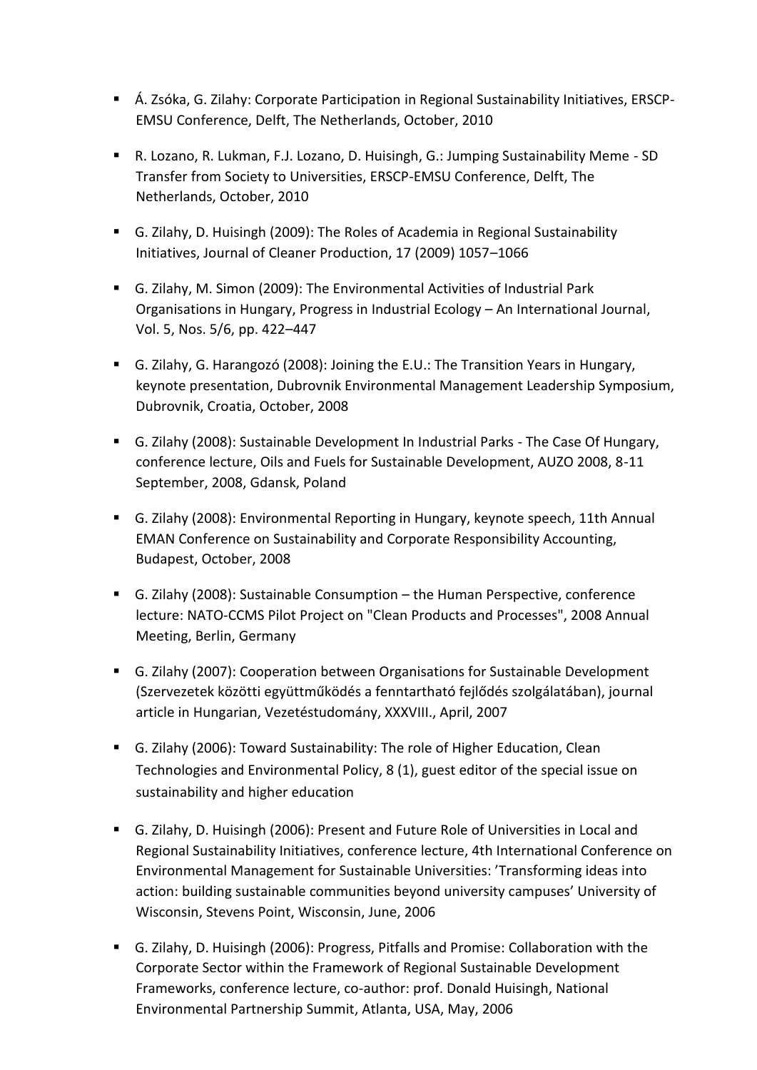- Á. Zsóka, G. Zilahy: Corporate Participation in Regional Sustainability Initiatives, ERSCP-EMSU Conference, Delft, The Netherlands, October, 2010
- R. Lozano, R. Lukman, F.J. Lozano, D. Huisingh, G.: Jumping Sustainability Meme - SD Transfer from Society to Universities, ERSCP-EMSU Conference, Delft, The Netherlands, October, 2010
- G. Zilahy, D. Huisingh (2009): The Roles of Academia in Regional Sustainability Initiatives, Journal of Cleaner Production, 17 (2009) 1057–1066
- G. Zilahy, M. Simon (2009): The Environmental Activities of Industrial Park Organisations in Hungary, Progress in Industrial Ecology – An International Journal, Vol. 5, Nos. 5/6, pp. 422–447
- G. Zilahy, G. Harangozó (2008): Joining the E.U.: The Transition Years in Hungary, keynote presentation, Dubrovnik Environmental Management Leadership Symposium, Dubrovnik, Croatia, October, 2008
- G. Zilahy (2008): Sustainable Development In Industrial Parks - The Case Of Hungary, conference lecture, Oils and Fuels for Sustainable Development, AUZO 2008, 8-11 September, 2008, Gdansk, Poland
- G. Zilahy (2008): Environmental Reporting in Hungary, keynote speech, 11th Annual EMAN Conference on Sustainability and Corporate Responsibility Accounting, Budapest, October, 2008
- G. Zilahy (2008): Sustainable Consumption – the Human Perspective, conference lecture: NATO-CCMS Pilot Project on "Clean Products and Processes", 2008 Annual Meeting, Berlin, Germany
- G. Zilahy (2007): Cooperation between Organisations for Sustainable Development (Szervezetek közötti együttműködés a fenntartható fejlődés szolgálatában), journal article in Hungarian, Vezetéstudomány, XXXVIII., April, 2007
- G. Zilahy (2006): Toward Sustainability: The role of Higher Education, Clean Technologies and Environmental Policy, 8 (1), guest editor of the special issue on sustainability and higher education
- G. Zilahy, D. Huisingh (2006): Present and Future Role of Universities in Local and Regional Sustainability Initiatives, conference lecture, 4th International Conference on Environmental Management for Sustainable Universities: 'Transforming ideas into action: building sustainable communities beyond university campuses' University of Wisconsin, Stevens Point, Wisconsin, June, 2006
- G. Zilahy, D. Huisingh (2006): Progress, Pitfalls and Promise: Collaboration with the Corporate Sector within the Framework of Regional Sustainable Development Frameworks, conference lecture, co-author: prof. Donald Huisingh, National Environmental Partnership Summit, Atlanta, USA, May, 2006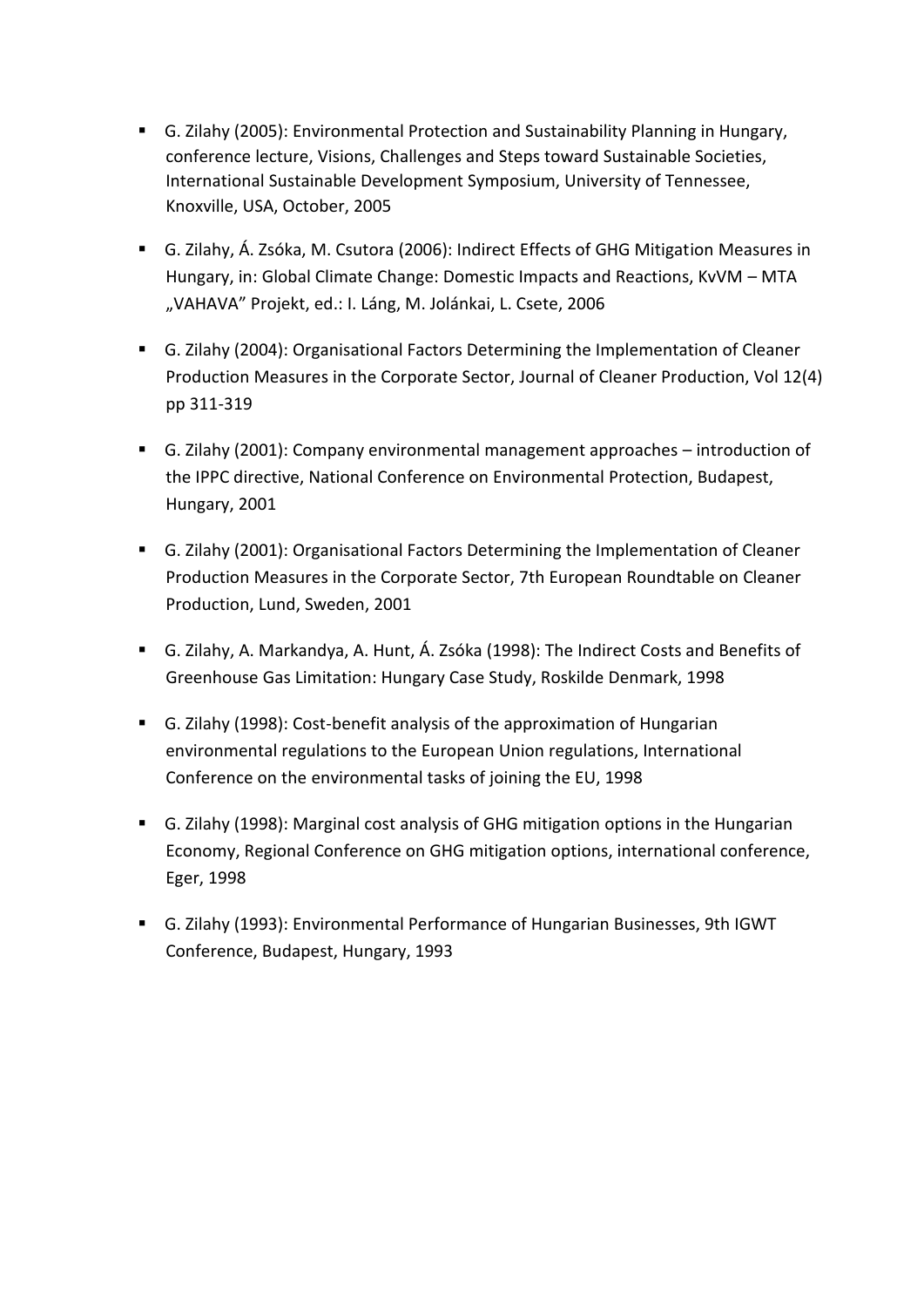- G. Zilahy (2005): Environmental Protection and Sustainability Planning in Hungary, conference lecture, Visions, Challenges and Steps toward Sustainable Societies, International Sustainable Development Symposium, University of Tennessee, Knoxville, USA, October, 2005
- G. Zilahy, Á. Zsóka, M. Csutora (2006): Indirect Effects of GHG Mitigation Measures in Hungary, in: Global Climate Change: Domestic Impacts and Reactions, KvVM – MTA „VAHAVA" Projekt, ed.: I. Láng, M. Jolánkai, L. Csete, 2006
- G. Zilahy (2004): Organisational Factors Determining the Implementation of Cleaner Production Measures in the Corporate Sector, Journal of Cleaner Production, Vol 12(4) pp 311-319
- G. Zilahy (2001): Company environmental management approaches – introduction of the IPPC directive, National Conference on Environmental Protection, Budapest, Hungary, 2001
- G. Zilahy (2001): Organisational Factors Determining the Implementation of Cleaner Production Measures in the Corporate Sector, 7th European Roundtable on Cleaner Production, Lund, Sweden, 2001
- G. Zilahy, A. Markandya, A. Hunt, Á. Zsóka (1998): The Indirect Costs and Benefits of Greenhouse Gas Limitation: Hungary Case Study, Roskilde Denmark, 1998
- G. Zilahy (1998): Cost-benefit analysis of the approximation of Hungarian environmental regulations to the European Union regulations, International Conference on the environmental tasks of joining the EU, 1998
- G. Zilahy (1998): Marginal cost analysis of GHG mitigation options in the Hungarian Economy, Regional Conference on GHG mitigation options, international conference, Eger, 1998
- G. Zilahy (1993): Environmental Performance of Hungarian Businesses, 9th IGWT Conference, Budapest, Hungary, 1993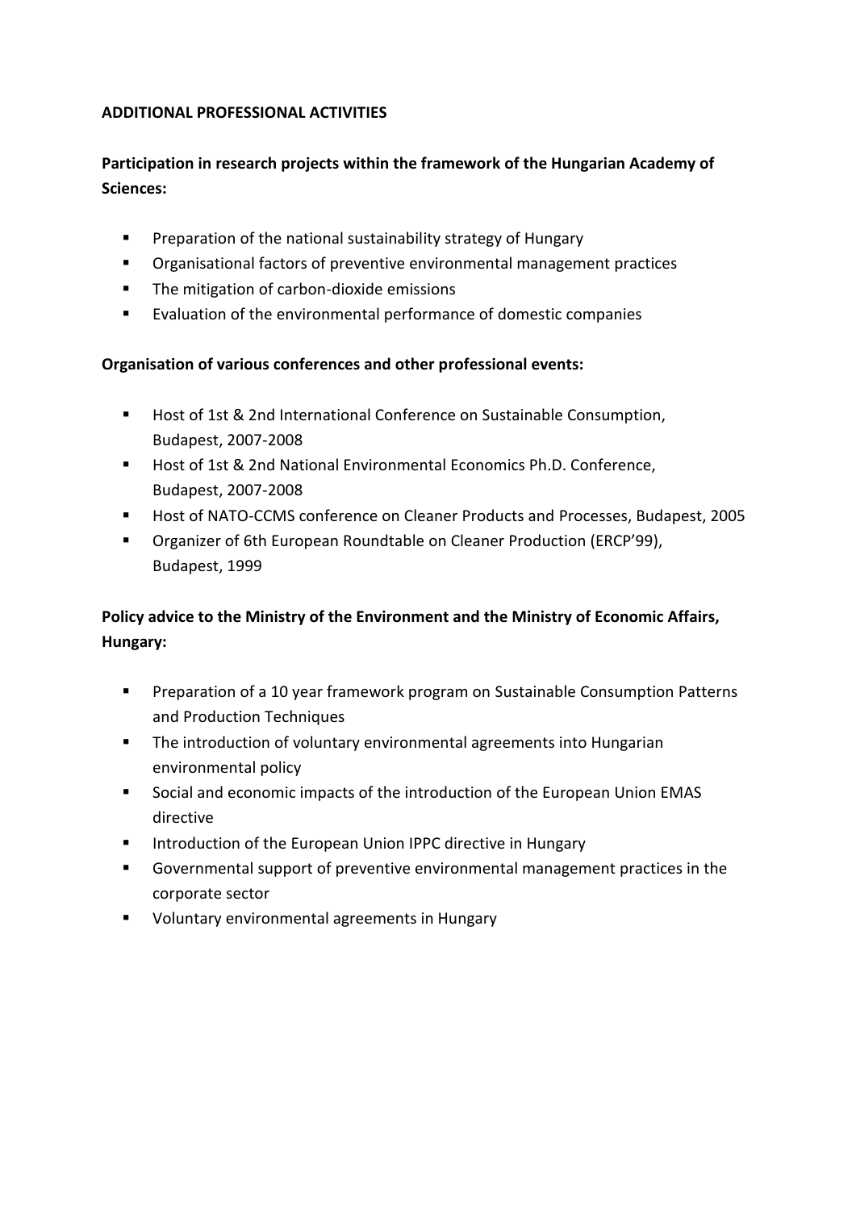**ADDITIONAL PROFESSIONAL ACTIVITIES**

**Participation in research projects within the framework of the Hungarian Academy of Sciences:**

- Preparation of the national sustainability strategy of Hungary
- Organisational factors of preventive environmental management practices
- The mitigation of carbon-dioxide emissions
- Evaluation of the environmental performance of domestic companies

**Organisation of various conferences and other professional events:**

- Host of 1st & 2nd International Conference on Sustainable Consumption, Budapest, 2007-2008
- Host of 1st & 2nd National Environmental Economics Ph.D. Conference, Budapest, 2007-2008
- Host of NATO-CCMS conference on Cleaner Products and Processes, Budapest, 2005
- Organizer of 6th European Roundtable on Cleaner Production (ERCP'99), Budapest, 1999

**Policy advice to the Ministry of the Environment and the Ministry of Economic Affairs, Hungary:**

- Preparation of a 10 year framework program on Sustainable Consumption Patterns and Production Techniques
- The introduction of voluntary environmental agreements into Hungarian environmental policy
- Social and economic impacts of the introduction of the European Union EMAS directive
- Introduction of the European Union IPPC directive in Hungary
- Governmental support of preventive environmental management practices in the corporate sector
- Voluntary environmental agreements in Hungary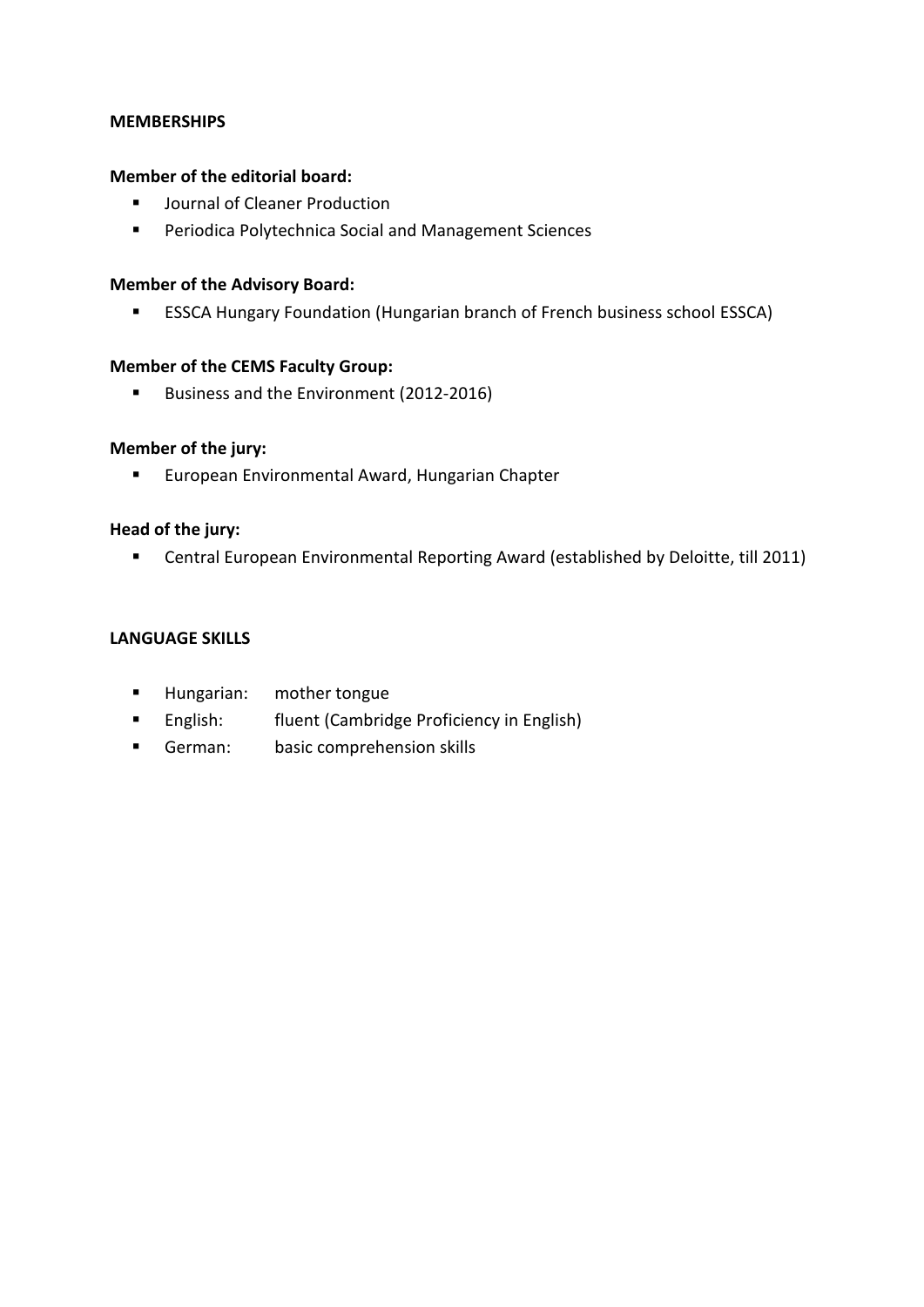## MEMBERSHIPS

**Member of the editorial board:**

- Journal of Cleaner Production
- Periodica Polytechnica Social and Management Sciences

**Member of the Advisory Board:**

- ESSCA Hungary Foundation (Hungarian branch of French business school ESSCA)

**Member of the CEMS Faculty Group:**

- Business and the Environment (2012-2016)

**Member of the jury:**

- European Environmental Award, Hungarian Chapter

**Head of the jury:**

- Central European Environmental Reporting Award (established by Deloitte, till 2011)

## LANGUAGE SKILLS

- Hungarian: mother tongue
- English: fluent (Cambridge Proficiency in English)
- German: basic comprehension skills